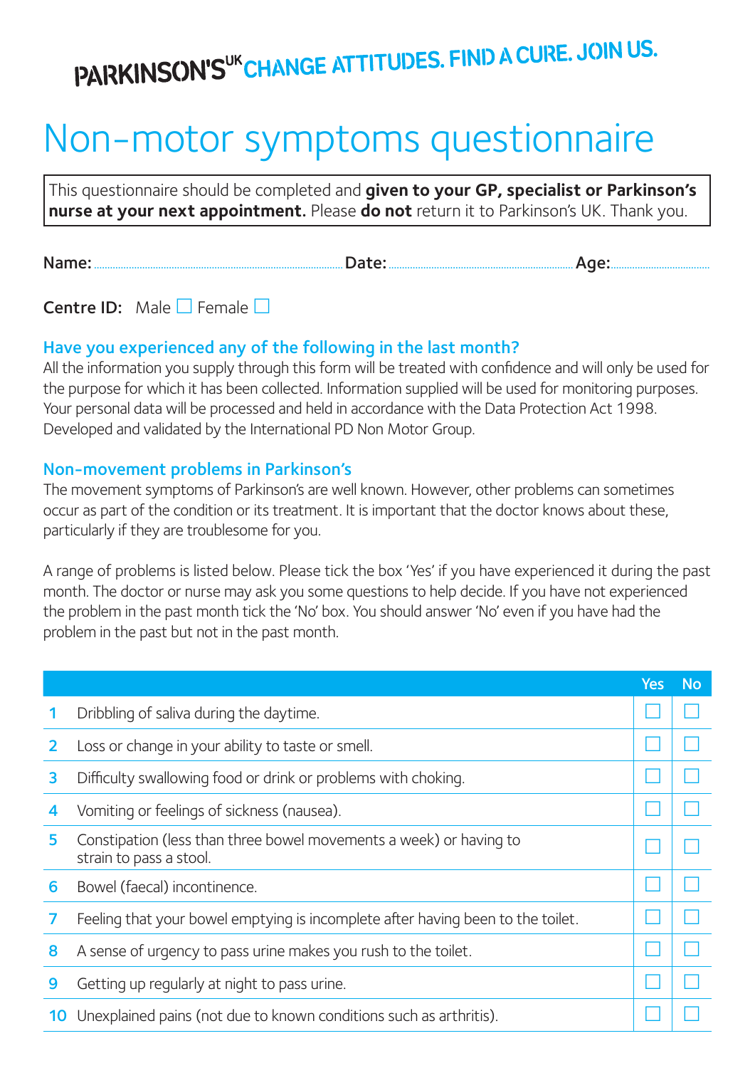PARKINSON'S[UK] CHANGE ATTITUDES. FIND A CURE. JOIN US.

# Non-motor symptoms questionnaire

This questionnaire should be completed and **given to your GP, specialist or Parkinson's nurse at your next appointment.** Please **do not** return it to Parkinson's UK. Thank you.

**Name:** ........................................ **Date:** ........................................ **Age:** ....................

**Centre ID:** Male ☐ Female ☐

## Have you experienced any of the following in the last month?

All the information you supply through this form will be treated with confidence and will only be used for the purpose for which it has been collected. Information supplied will be used for monitoring purposes. Your personal data will be processed and held in accordance with the Data Protection Act 1998. Developed and validated by the International PD Non Motor Group.

## Non-movement problems in Parkinson's

The movement symptoms of Parkinson's are well known. However, other problems can sometimes occur as part of the condition or its treatment. It is important that the doctor knows about these, particularly if they are troublesome for you.

A range of problems is listed below. Please tick the box 'Yes' if you have experienced it during the past month. The doctor or nurse may ask you some questions to help decide. If you have not experienced the problem in the past month tick the 'No' box. You should answer 'No' even if you have had the problem in the past but not in the past month.

| | | Yes | No |
|---|---|---|---|
| 1 | Dribbling of saliva during the daytime. | ☐ | ☐ |
| 2 | Loss or change in your ability to taste or smell. | ☐ | ☐ |
| 3 | Difficulty swallowing food or drink or problems with choking. | ☐ | ☐ |
| 4 | Vomiting or feelings of sickness (nausea). | ☐ | ☐ |
| 5 | Constipation (less than three bowel movements a week) or having to strain to pass a stool. | ☐ | ☐ |
| 6 | Bowel (faecal) incontinence. | ☐ | ☐ |
| 7 | Feeling that your bowel emptying is incomplete after having been to the toilet. | ☐ | ☐ |
| 8 | A sense of urgency to pass urine makes you rush to the toilet. | ☐ | ☐ |
| 9 | Getting up regularly at night to pass urine. | ☐ | ☐ |
| 10 | Unexplained pains (not due to known conditions such as arthritis). | ☐ | ☐ |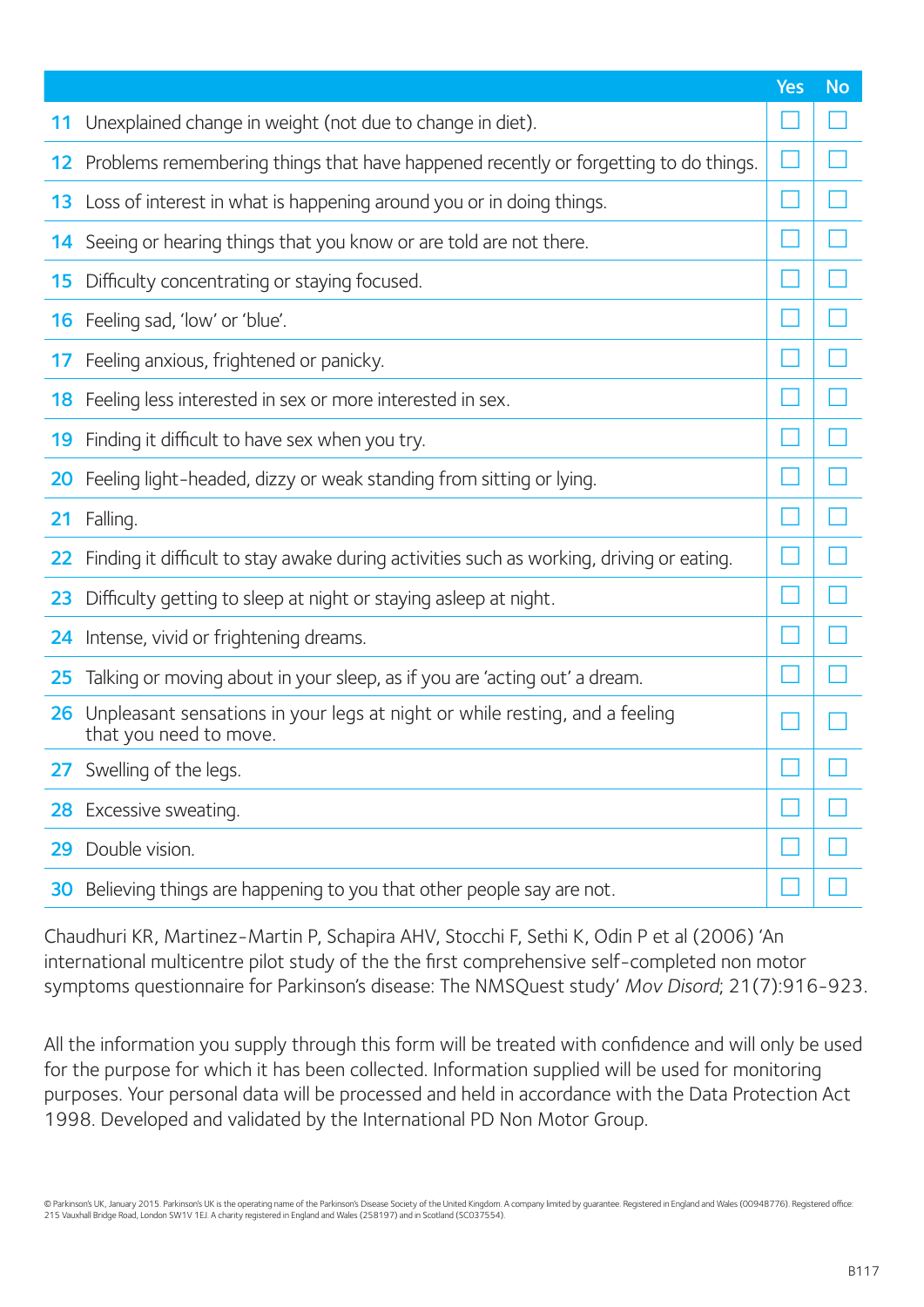| | | Yes | No |
|---|---|---|---|
| 11 | Unexplained change in weight (not due to change in diet). | ☐ | ☐ |
| 12 | Problems remembering things that have happened recently or forgetting to do things. | ☐ | ☐ |
| 13 | Loss of interest in what is happening around you or in doing things. | ☐ | ☐ |
| 14 | Seeing or hearing things that you know or are told are not there. | ☐ | ☐ |
| 15 | Difficulty concentrating or staying focused. | ☐ | ☐ |
| 16 | Feeling sad, 'low' or 'blue'. | ☐ | ☐ |
| 17 | Feeling anxious, frightened or panicky. | ☐ | ☐ |
| 18 | Feeling less interested in sex or more interested in sex. | ☐ | ☐ |
| 19 | Finding it difficult to have sex when you try. | ☐ | ☐ |
| 20 | Feeling light-headed, dizzy or weak standing from sitting or lying. | ☐ | ☐ |
| 21 | Falling. | ☐ | ☐ |
| 22 | Finding it difficult to stay awake during activities such as working, driving or eating. | ☐ | ☐ |
| 23 | Difficulty getting to sleep at night or staying asleep at night. | ☐ | ☐ |
| 24 | Intense, vivid or frightening dreams. | ☐ | ☐ |
| 25 | Talking or moving about in your sleep, as if you are 'acting out' a dream. | ☐ | ☐ |
| 26 | Unpleasant sensations in your legs at night or while resting, and a feeling that you need to move. | ☐ | ☐ |
| 27 | Swelling of the legs. | ☐ | ☐ |
| 28 | Excessive sweating. | ☐ | ☐ |
| 29 | Double vision. | ☐ | ☐ |
| 30 | Believing things are happening to you that other people say are not. | ☐ | ☐ |

Chaudhuri KR, Martinez-Martin P, Schapira AHV, Stocchi F, Sethi K, Odin P et al (2006) 'An international multicentre pilot study of the the first comprehensive self-completed non motor symptoms questionnaire for Parkinson's disease: The NMSQuest study' *Mov Disord*; 21(7):916-923.

All the information you supply through this form will be treated with confidence and will only be used for the purpose for which it has been collected. Information supplied will be used for monitoring purposes. Your personal data will be processed and held in accordance with the Data Protection Act 1998. Developed and validated by the International PD Non Motor Group.

© Parkinson's UK, January 2015. Parkinson's UK is the operating name of the Parkinson's Disease Society of the United Kingdom. A company limited by guarantee. Registered in England and Wales (00948776). Registered office: 215 Vauxhall Bridge Road, London SW1V 1EJ. A charity registered in England and Wales (258197) and in Scotland (SC037554).

B117